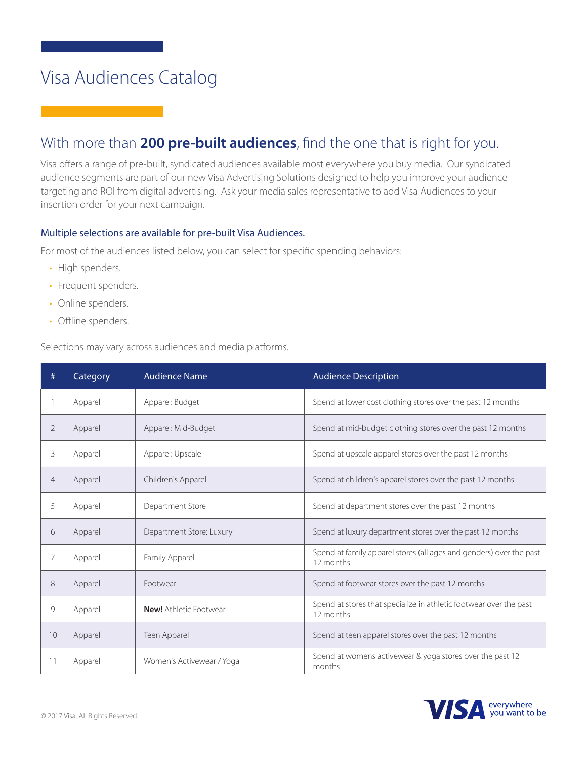# Visa Audiences Catalog

## With more than **200 pre-built audiences**, find the one that is right for you.

Visa offers a range of pre-built, syndicated audiences available most everywhere you buy media. Our syndicated audience segments are part of our new Visa Advertising Solutions designed to help you improve your audience targeting and ROI from digital advertising. Ask your media sales representative to add Visa Audiences to your insertion order for your next campaign.

### Multiple selections are available for pre-built Visa Audiences.

For most of the audiences listed below, you can select for specific spending behaviors:

- High spenders.
- Frequent spenders.
- Online spenders.
- Offline spenders.

Selections may vary across audiences and media platforms.

| # | Category | Audience Name | Audience Description |
|---|---|---|---|
| 1 | Apparel | Apparel: Budget | Spend at lower cost clothing stores over the past 12 months |
| 2 | Apparel | Apparel: Mid-Budget | Spend at mid-budget clothing stores over the past 12 months |
| 3 | Apparel | Apparel: Upscale | Spend at upscale apparel stores over the past 12 months |
| 4 | Apparel | Children's Apparel | Spend at children's apparel stores over the past 12 months |
| 5 | Apparel | Department Store | Spend at department stores over the past 12 months |
| 6 | Apparel | Department Store: Luxury | Spend at luxury department stores over the past 12 months |
| 7 | Apparel | Family Apparel | Spend at family apparel stores (all ages and genders) over the past 12 months |
| 8 | Apparel | Footwear | Spend at footwear stores over the past 12 months |
| 9 | Apparel | **New!** Athletic Footwear | Spend at stores that specialize in athletic footwear over the past 12 months |
| 10 | Apparel | Teen Apparel | Spend at teen apparel stores over the past 12 months |
| 11 | Apparel | Women's Activewear / Yoga | Spend at womens activewear & yoga stores over the past 12 months |

© 2017 Visa. All Rights Reserved.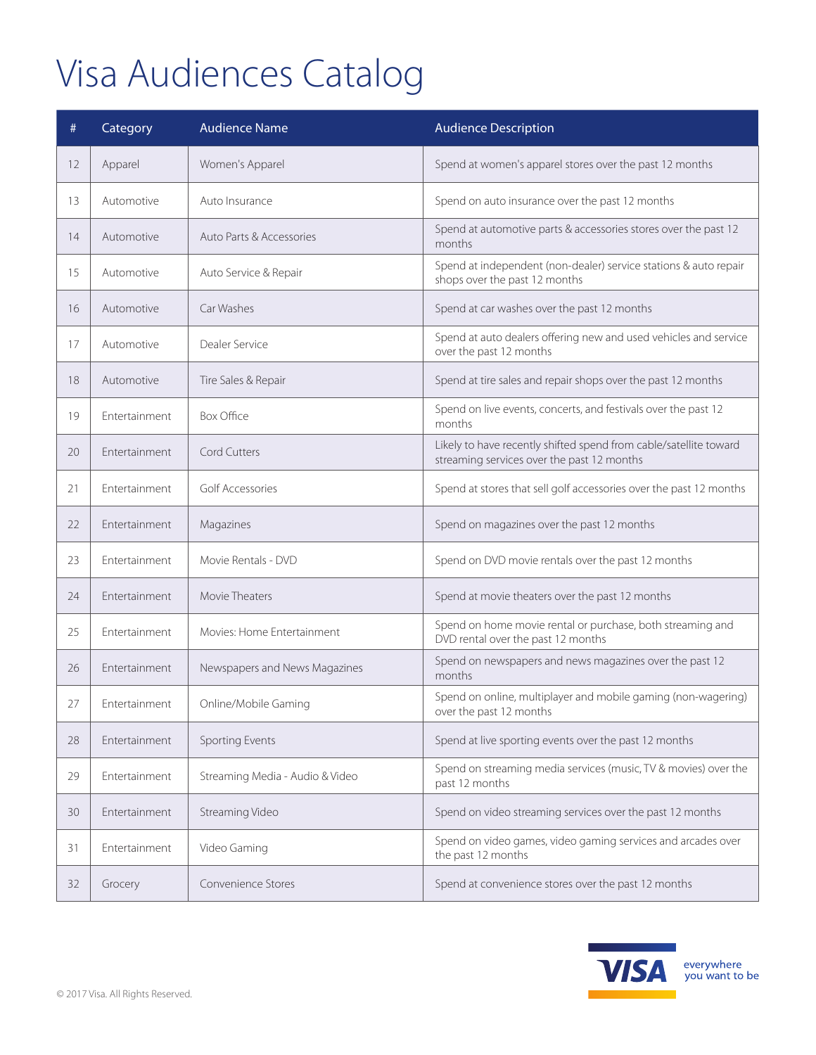# Visa Audiences Catalog

| # | Category | Audience Name | Audience Description |
|---|---|---|---|
| 12 | Apparel | Women's Apparel | Spend at women's apparel stores over the past 12 months |
| 13 | Automotive | Auto Insurance | Spend on auto insurance over the past 12 months |
| 14 | Automotive | Auto Parts & Accessories | Spend at automotive parts & accessories stores over the past 12 months |
| 15 | Automotive | Auto Service & Repair | Spend at independent (non-dealer) service stations & auto repair shops over the past 12 months |
| 16 | Automotive | Car Washes | Spend at car washes over the past 12 months |
| 17 | Automotive | Dealer Service | Spend at auto dealers offering new and used vehicles and service over the past 12 months |
| 18 | Automotive | Tire Sales & Repair | Spend at tire sales and repair shops over the past 12 months |
| 19 | Entertainment | Box Office | Spend on live events, concerts, and festivals over the past 12 months |
| 20 | Entertainment | Cord Cutters | Likely to have recently shifted spend from cable/satellite toward streaming services over the past 12 months |
| 21 | Entertainment | Golf Accessories | Spend at stores that sell golf accessories over the past 12 months |
| 22 | Entertainment | Magazines | Spend on magazines over the past 12 months |
| 23 | Entertainment | Movie Rentals - DVD | Spend on DVD movie rentals over the past 12 months |
| 24 | Entertainment | Movie Theaters | Spend at movie theaters over the past 12 months |
| 25 | Entertainment | Movies: Home Entertainment | Spend on home movie rental or purchase, both streaming and DVD rental over the past 12 months |
| 26 | Entertainment | Newspapers and News Magazines | Spend on newspapers and news magazines over the past 12 months |
| 27 | Entertainment | Online/Mobile Gaming | Spend on online, multiplayer and mobile gaming (non-wagering) over the past 12 months |
| 28 | Entertainment | Sporting Events | Spend at live sporting events over the past 12 months |
| 29 | Entertainment | Streaming Media - Audio & Video | Spend on streaming media services (music, TV & movies) over the past 12 months |
| 30 | Entertainment | Streaming Video | Spend on video streaming services over the past 12 months |
| 31 | Entertainment | Video Gaming | Spend on video games, video gaming services and arcades over the past 12 months |
| 32 | Grocery | Convenience Stores | Spend at convenience stores over the past 12 months |

© 2017 Visa. All Rights Reserved.

VISA everywhere you want to be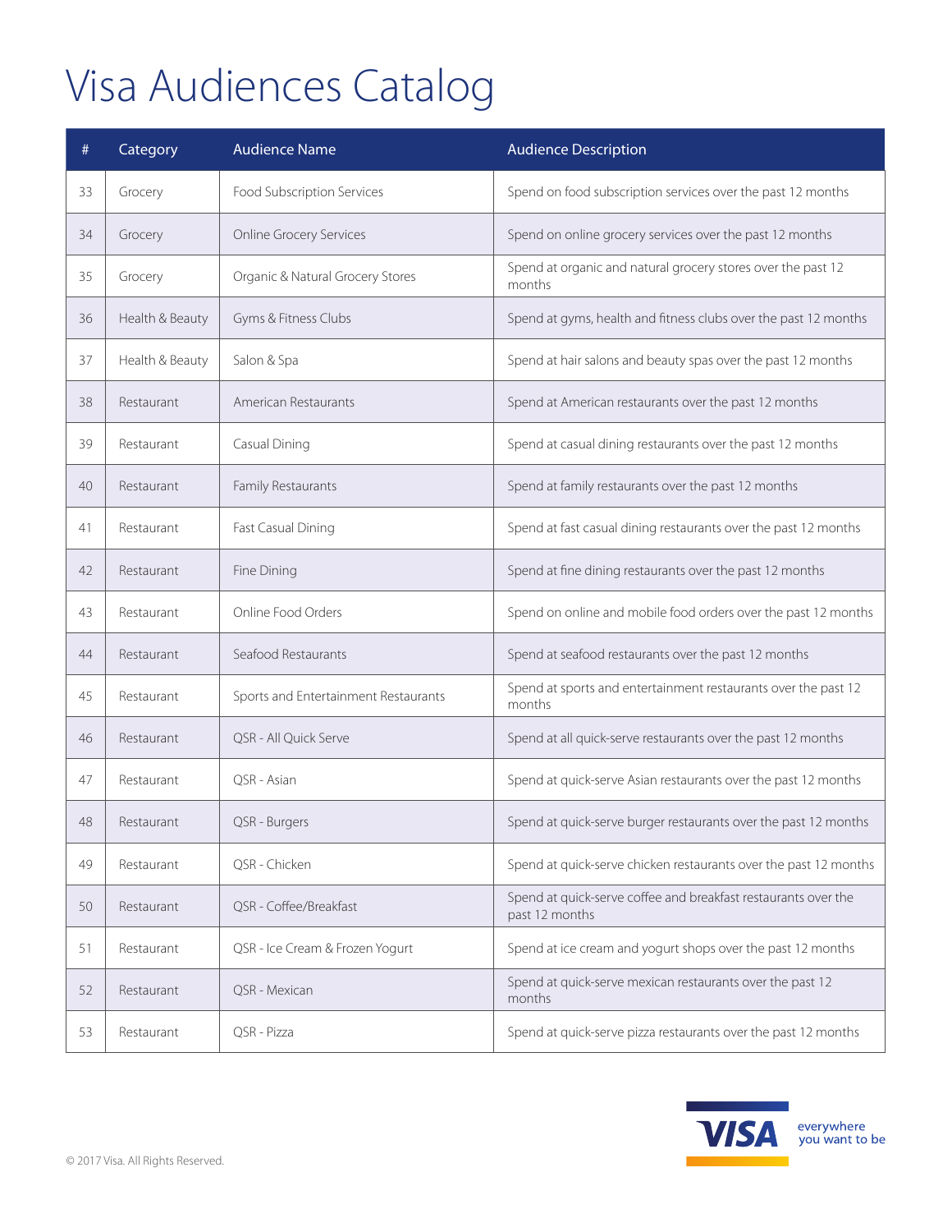# Visa Audiences Catalog

| # | Category | Audience Name | Audience Description |
|---|---|---|---|
| 33 | Grocery | Food Subscription Services | Spend on food subscription services over the past 12 months |
| 34 | Grocery | Online Grocery Services | Spend on online grocery services over the past 12 months |
| 35 | Grocery | Organic & Natural Grocery Stores | Spend at organic and natural grocery stores over the past 12 months |
| 36 | Health & Beauty | Gyms & Fitness Clubs | Spend at gyms, health and fitness clubs over the past 12 months |
| 37 | Health & Beauty | Salon & Spa | Spend at hair salons and beauty spas over the past 12 months |
| 38 | Restaurant | American Restaurants | Spend at American restaurants over the past 12 months |
| 39 | Restaurant | Casual Dining | Spend at casual dining restaurants over the past 12 months |
| 40 | Restaurant | Family Restaurants | Spend at family restaurants over the past 12 months |
| 41 | Restaurant | Fast Casual Dining | Spend at fast casual dining restaurants over the past 12 months |
| 42 | Restaurant | Fine Dining | Spend at fine dining restaurants over the past 12 months |
| 43 | Restaurant | Online Food Orders | Spend on online and mobile food orders over the past 12 months |
| 44 | Restaurant | Seafood Restaurants | Spend at seafood restaurants over the past 12 months |
| 45 | Restaurant | Sports and Entertainment Restaurants | Spend at sports and entertainment restaurants over the past 12 months |
| 46 | Restaurant | QSR - All Quick Serve | Spend at all quick-serve restaurants over the past 12 months |
| 47 | Restaurant | QSR - Asian | Spend at quick-serve Asian restaurants over the past 12 months |
| 48 | Restaurant | QSR - Burgers | Spend at quick-serve burger restaurants over the past 12 months |
| 49 | Restaurant | QSR - Chicken | Spend at quick-serve chicken restaurants over the past 12 months |
| 50 | Restaurant | QSR - Coffee/Breakfast | Spend at quick-serve coffee and breakfast restaurants over the past 12 months |
| 51 | Restaurant | QSR - Ice Cream & Frozen Yogurt | Spend at ice cream and yogurt shops over the past 12 months |
| 52 | Restaurant | QSR - Mexican | Spend at quick-serve mexican restaurants over the past 12 months |
| 53 | Restaurant | QSR - Pizza | Spend at quick-serve pizza restaurants over the past 12 months |

© 2017 Visa. All Rights Reserved.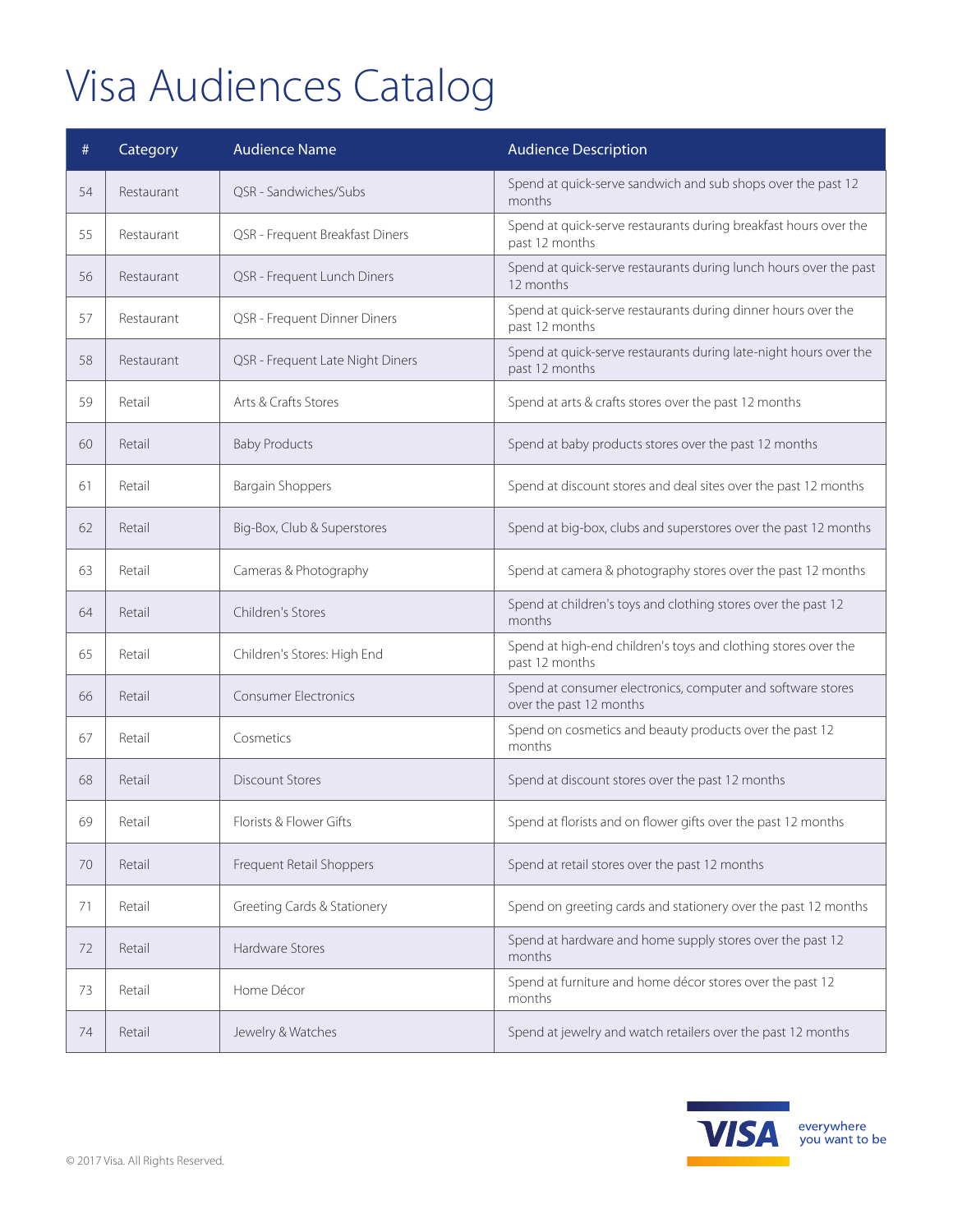# Visa Audiences Catalog

| # | Category | Audience Name | Audience Description |
|---|---|---|---|
| 54 | Restaurant | QSR - Sandwiches/Subs | Spend at quick-serve sandwich and sub shops over the past 12 months |
| 55 | Restaurant | QSR - Frequent Breakfast Diners | Spend at quick-serve restaurants during breakfast hours over the past 12 months |
| 56 | Restaurant | QSR - Frequent Lunch Diners | Spend at quick-serve restaurants during lunch hours over the past 12 months |
| 57 | Restaurant | QSR - Frequent Dinner Diners | Spend at quick-serve restaurants during dinner hours over the past 12 months |
| 58 | Restaurant | QSR - Frequent Late Night Diners | Spend at quick-serve restaurants during late-night hours over the past 12 months |
| 59 | Retail | Arts & Crafts Stores | Spend at arts & crafts stores over the past 12 months |
| 60 | Retail | Baby Products | Spend at baby products stores over the past 12 months |
| 61 | Retail | Bargain Shoppers | Spend at discount stores and deal sites over the past 12 months |
| 62 | Retail | Big-Box, Club & Superstores | Spend at big-box, clubs and superstores over the past 12 months |
| 63 | Retail | Cameras & Photography | Spend at camera & photography stores over the past 12 months |
| 64 | Retail | Children's Stores | Spend at children's toys and clothing stores over the past 12 months |
| 65 | Retail | Children's Stores: High End | Spend at high-end children's toys and clothing stores over the past 12 months |
| 66 | Retail | Consumer Electronics | Spend at consumer electronics, computer and software stores over the past 12 months |
| 67 | Retail | Cosmetics | Spend on cosmetics and beauty products over the past 12 months |
| 68 | Retail | Discount Stores | Spend at discount stores over the past 12 months |
| 69 | Retail | Florists & Flower Gifts | Spend at florists and on flower gifts over the past 12 months |
| 70 | Retail | Frequent Retail Shoppers | Spend at retail stores over the past 12 months |
| 71 | Retail | Greeting Cards & Stationery | Spend on greeting cards and stationery over the past 12 months |
| 72 | Retail | Hardware Stores | Spend at hardware and home supply stores over the past 12 months |
| 73 | Retail | Home Décor | Spend at furniture and home décor stores over the past 12 months |
| 74 | Retail | Jewelry & Watches | Spend at jewelry and watch retailers over the past 12 months |

© 2017 Visa. All Rights Reserved.

VISA everywhere you want to be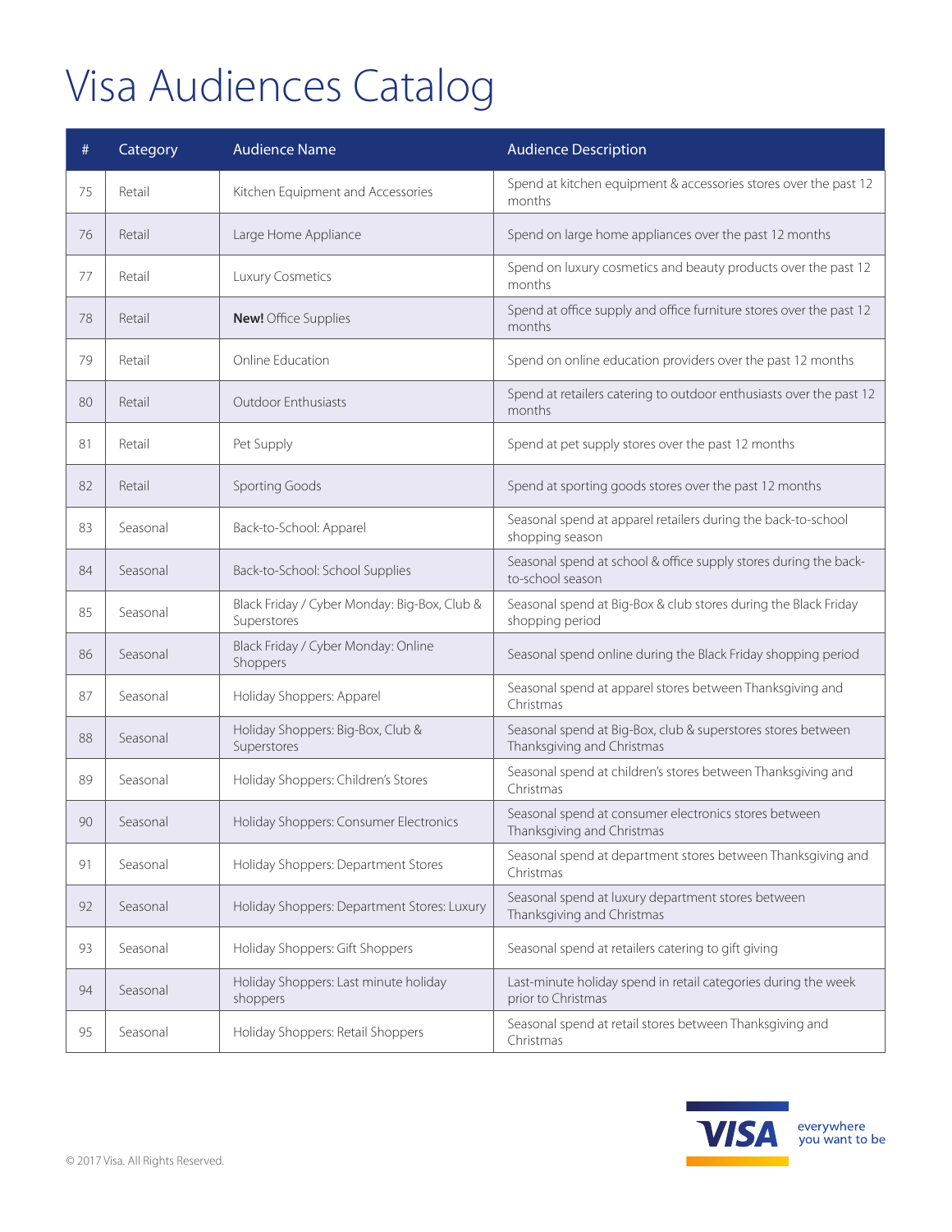# Visa Audiences Catalog

| # | Category | Audience Name | Audience Description |
|---|---|---|---|
| 75 | Retail | Kitchen Equipment and Accessories | Spend at kitchen equipment & accessories stores over the past 12 months |
| 76 | Retail | Large Home Appliance | Spend on large home appliances over the past 12 months |
| 77 | Retail | Luxury Cosmetics | Spend on luxury cosmetics and beauty products over the past 12 months |
| 78 | Retail | **New!** Office Supplies | Spend at office supply and office furniture stores over the past 12 months |
| 79 | Retail | Online Education | Spend on online education providers over the past 12 months |
| 80 | Retail | Outdoor Enthusiasts | Spend at retailers catering to outdoor enthusiasts over the past 12 months |
| 81 | Retail | Pet Supply | Spend at pet supply stores over the past 12 months |
| 82 | Retail | Sporting Goods | Spend at sporting goods stores over the past 12 months |
| 83 | Seasonal | Back-to-School: Apparel | Seasonal spend at apparel retailers during the back-to-school shopping season |
| 84 | Seasonal | Back-to-School: School Supplies | Seasonal spend at school & office supply stores during the back-to-school season |
| 85 | Seasonal | Black Friday / Cyber Monday: Big-Box, Club & Superstores | Seasonal spend at Big-Box & club stores during the Black Friday shopping period |
| 86 | Seasonal | Black Friday / Cyber Monday: Online Shoppers | Seasonal spend online during the Black Friday shopping period |
| 87 | Seasonal | Holiday Shoppers: Apparel | Seasonal spend at apparel stores between Thanksgiving and Christmas |
| 88 | Seasonal | Holiday Shoppers: Big-Box, Club & Superstores | Seasonal spend at Big-Box, club & superstores stores between Thanksgiving and Christmas |
| 89 | Seasonal | Holiday Shoppers: Children's Stores | Seasonal spend at children's stores between Thanksgiving and Christmas |
| 90 | Seasonal | Holiday Shoppers: Consumer Electronics | Seasonal spend at consumer electronics stores between Thanksgiving and Christmas |
| 91 | Seasonal | Holiday Shoppers: Department Stores | Seasonal spend at department stores between Thanksgiving and Christmas |
| 92 | Seasonal | Holiday Shoppers: Department Stores: Luxury | Seasonal spend at luxury department stores between Thanksgiving and Christmas |
| 93 | Seasonal | Holiday Shoppers: Gift Shoppers | Seasonal spend at retailers catering to gift giving |
| 94 | Seasonal | Holiday Shoppers: Last minute holiday shoppers | Last-minute holiday spend in retail categories during the week prior to Christmas |
| 95 | Seasonal | Holiday Shoppers: Retail Shoppers | Seasonal spend at retail stores between Thanksgiving and Christmas |

© 2017 Visa. All Rights Reserved.

VISA everywhere you want to be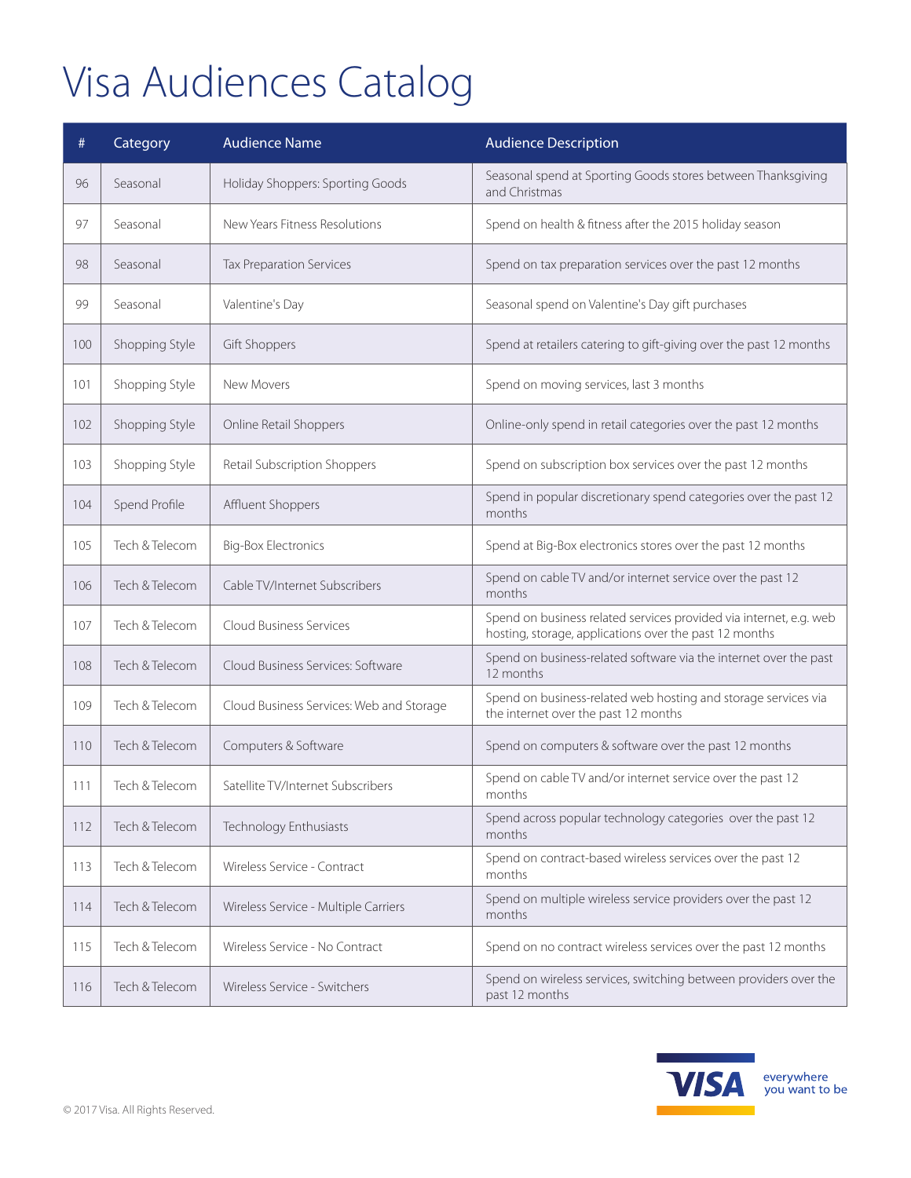# Visa Audiences Catalog

| # | Category | Audience Name | Audience Description |
|---|---|---|---|
| 96 | Seasonal | Holiday Shoppers: Sporting Goods | Seasonal spend at Sporting Goods stores between Thanksgiving and Christmas |
| 97 | Seasonal | New Years Fitness Resolutions | Spend on health & fitness after the 2015 holiday season |
| 98 | Seasonal | Tax Preparation Services | Spend on tax preparation services over the past 12 months |
| 99 | Seasonal | Valentine's Day | Seasonal spend on Valentine's Day gift purchases |
| 100 | Shopping Style | Gift Shoppers | Spend at retailers catering to gift-giving over the past 12 months |
| 101 | Shopping Style | New Movers | Spend on moving services, last 3 months |
| 102 | Shopping Style | Online Retail Shoppers | Online-only spend in retail categories over the past 12 months |
| 103 | Shopping Style | Retail Subscription Shoppers | Spend on subscription box services over the past 12 months |
| 104 | Spend Profile | Affluent Shoppers | Spend in popular discretionary spend categories over the past 12 months |
| 105 | Tech & Telecom | Big-Box Electronics | Spend at Big-Box electronics stores over the past 12 months |
| 106 | Tech & Telecom | Cable TV/Internet Subscribers | Spend on cable TV and/or internet service over the past 12 months |
| 107 | Tech & Telecom | Cloud Business Services | Spend on business related services provided via internet, e.g. web hosting, storage, applications over the past 12 months |
| 108 | Tech & Telecom | Cloud Business Services: Software | Spend on business-related software via the internet over the past 12 months |
| 109 | Tech & Telecom | Cloud Business Services: Web and Storage | Spend on business-related web hosting and storage services via the internet over the past 12 months |
| 110 | Tech & Telecom | Computers & Software | Spend on computers & software over the past 12 months |
| 111 | Tech & Telecom | Satellite TV/Internet Subscribers | Spend on cable TV and/or internet service over the past 12 months |
| 112 | Tech & Telecom | Technology Enthusiasts | Spend across popular technology categories over the past 12 months |
| 113 | Tech & Telecom | Wireless Service - Contract | Spend on contract-based wireless services over the past 12 months |
| 114 | Tech & Telecom | Wireless Service - Multiple Carriers | Spend on multiple wireless service providers over the past 12 months |
| 115 | Tech & Telecom | Wireless Service - No Contract | Spend on no contract wireless services over the past 12 months |
| 116 | Tech & Telecom | Wireless Service - Switchers | Spend on wireless services, switching between providers over the past 12 months |

© 2017 Visa. All Rights Reserved.

VISA everywhere you want to be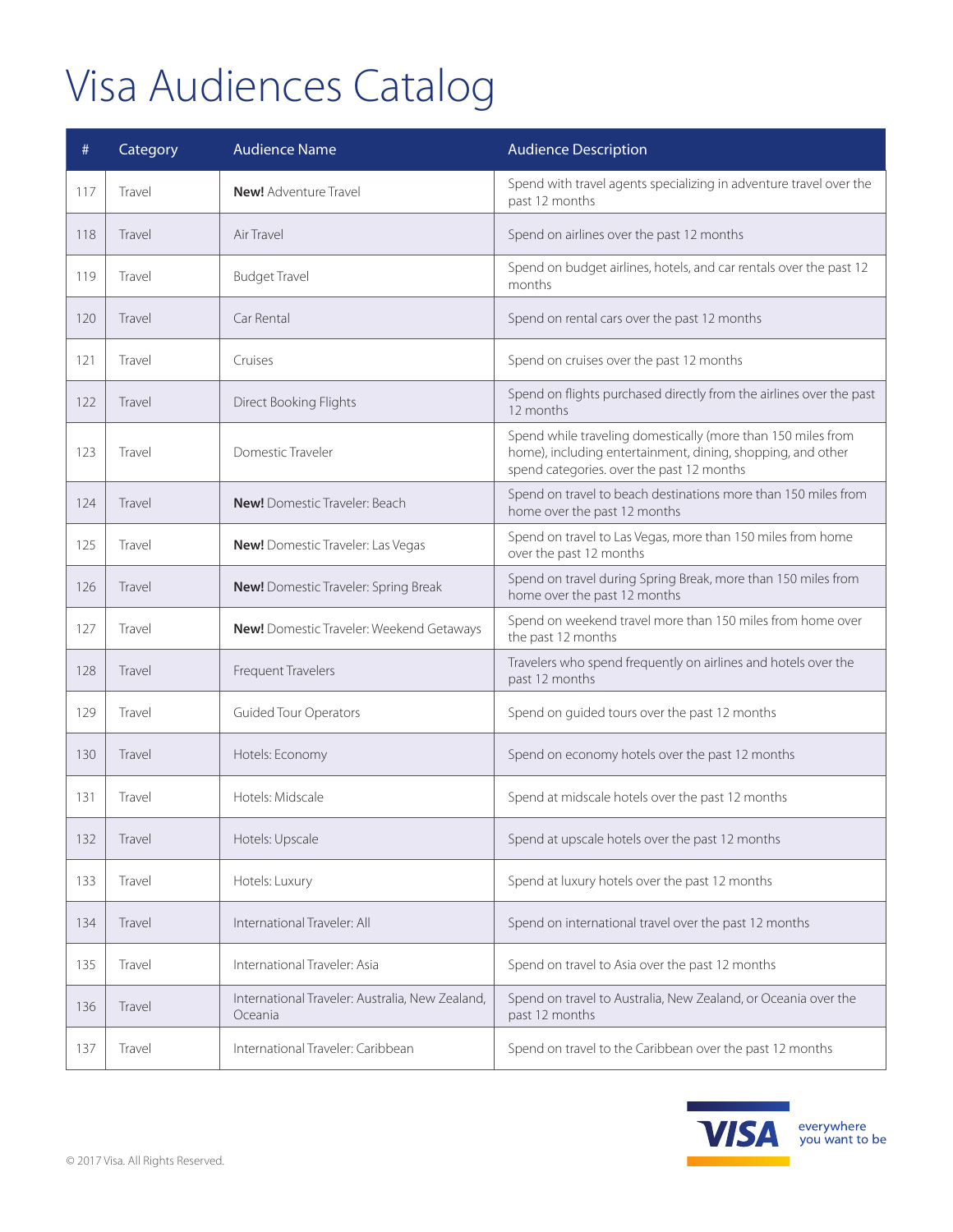# Visa Audiences Catalog

| # | Category | Audience Name | Audience Description |
|---|---|---|---|
| 117 | Travel | **New!** Adventure Travel | Spend with travel agents specializing in adventure travel over the past 12 months |
| 118 | Travel | Air Travel | Spend on airlines over the past 12 months |
| 119 | Travel | Budget Travel | Spend on budget airlines, hotels, and car rentals over the past 12 months |
| 120 | Travel | Car Rental | Spend on rental cars over the past 12 months |
| 121 | Travel | Cruises | Spend on cruises over the past 12 months |
| 122 | Travel | Direct Booking Flights | Spend on flights purchased directly from the airlines over the past 12 months |
| 123 | Travel | Domestic Traveler | Spend while traveling domestically (more than 150 miles from home), including entertainment, dining, shopping, and other spend categories. over the past 12 months |
| 124 | Travel | **New!** Domestic Traveler: Beach | Spend on travel to beach destinations more than 150 miles from home over the past 12 months |
| 125 | Travel | **New!** Domestic Traveler: Las Vegas | Spend on travel to Las Vegas, more than 150 miles from home over the past 12 months |
| 126 | Travel | **New!** Domestic Traveler: Spring Break | Spend on travel during Spring Break, more than 150 miles from home over the past 12 months |
| 127 | Travel | **New!** Domestic Traveler: Weekend Getaways | Spend on weekend travel more than 150 miles from home over the past 12 months |
| 128 | Travel | Frequent Travelers | Travelers who spend frequently on airlines and hotels over the past 12 months |
| 129 | Travel | Guided Tour Operators | Spend on guided tours over the past 12 months |
| 130 | Travel | Hotels: Economy | Spend on economy hotels over the past 12 months |
| 131 | Travel | Hotels: Midscale | Spend at midscale hotels over the past 12 months |
| 132 | Travel | Hotels: Upscale | Spend at upscale hotels over the past 12 months |
| 133 | Travel | Hotels: Luxury | Spend at luxury hotels over the past 12 months |
| 134 | Travel | International Traveler: All | Spend on international travel over the past 12 months |
| 135 | Travel | International Traveler: Asia | Spend on travel to Asia over the past 12 months |
| 136 | Travel | International Traveler: Australia, New Zealand, Oceania | Spend on travel to Australia, New Zealand, or Oceania over the past 12 months |
| 137 | Travel | International Traveler: Caribbean | Spend on travel to the Caribbean over the past 12 months |

© 2017 Visa. All Rights Reserved.

VISA everywhere you want to be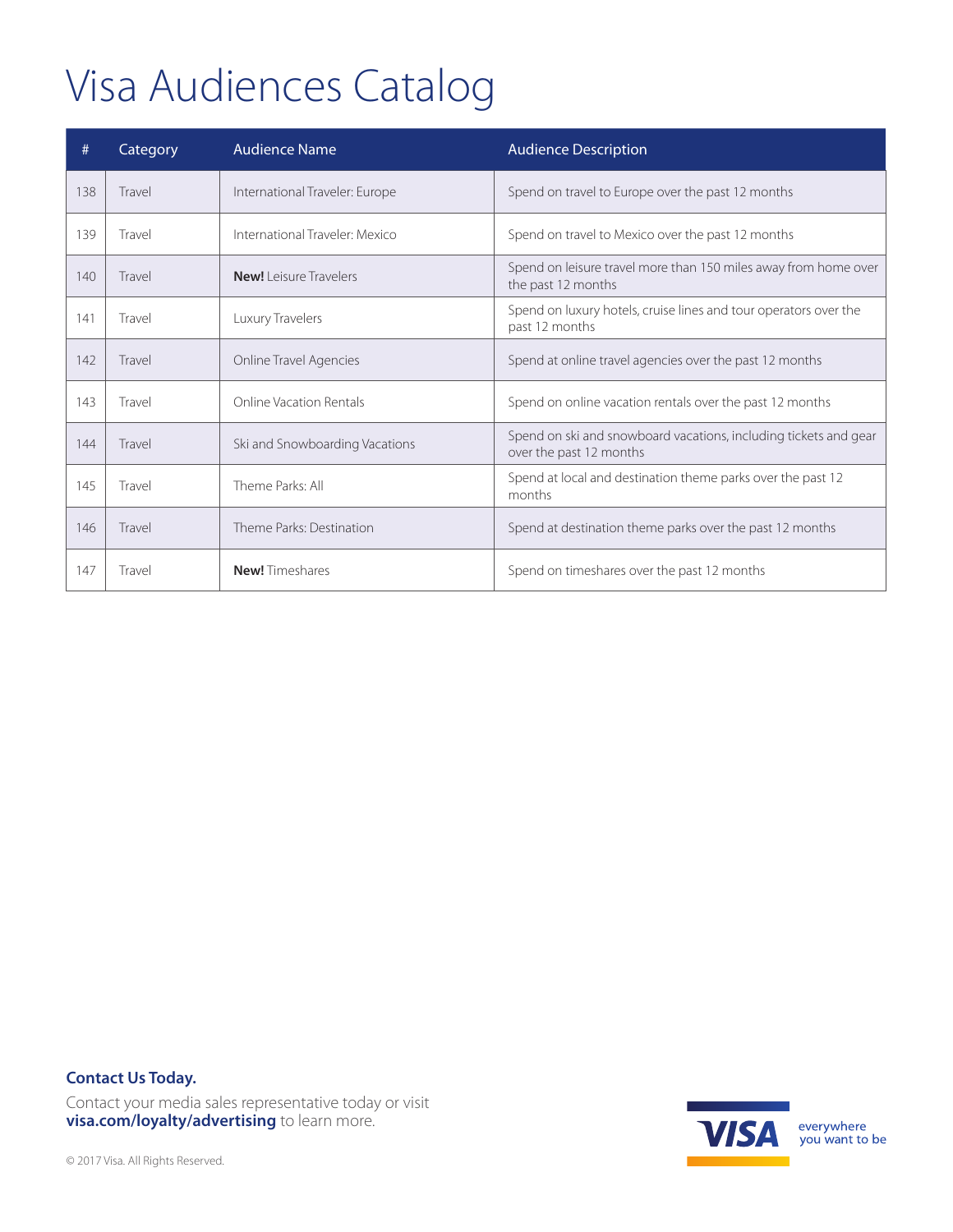# Visa Audiences Catalog

| # | Category | Audience Name | Audience Description |
|---|---|---|---|
| 138 | Travel | International Traveler: Europe | Spend on travel to Europe over the past 12 months |
| 139 | Travel | International Traveler: Mexico | Spend on travel to Mexico over the past 12 months |
| 140 | Travel | **New!** Leisure Travelers | Spend on leisure travel more than 150 miles away from home over the past 12 months |
| 141 | Travel | Luxury Travelers | Spend on luxury hotels, cruise lines and tour operators over the past 12 months |
| 142 | Travel | Online Travel Agencies | Spend at online travel agencies over the past 12 months |
| 143 | Travel | Online Vacation Rentals | Spend on online vacation rentals over the past 12 months |
| 144 | Travel | Ski and Snowboarding Vacations | Spend on ski and snowboard vacations, including tickets and gear over the past 12 months |
| 145 | Travel | Theme Parks: All | Spend at local and destination theme parks over the past 12 months |
| 146 | Travel | Theme Parks: Destination | Spend at destination theme parks over the past 12 months |
| 147 | Travel | **New!** Timeshares | Spend on timeshares over the past 12 months |

**Contact Us Today.**

Contact your media sales representative today or visit **visa.com/loyalty/advertising** to learn more.

© 2017 Visa. All Rights Reserved.

VISA everywhere you want to be